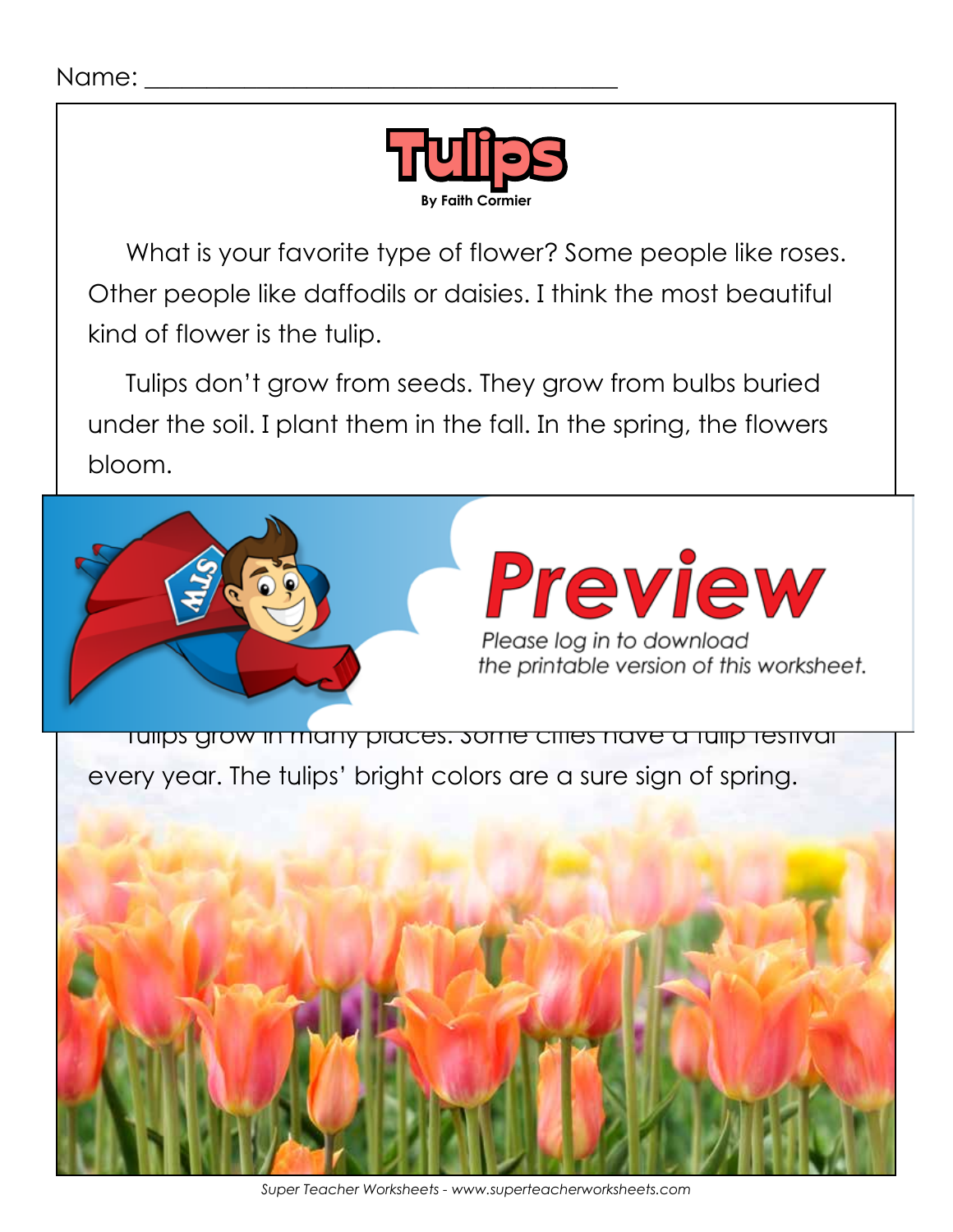Name: ___________________________________

# Tulips

**By Faith Cormier**

What is your favorite type of flower? Some people like roses. Other people like daffodils or daisies. I think the most beautiful kind of flower is the tulip.

Tulips don't grow from seeds. They grow from bulbs buried under the soil. I plant them in the fall. In the spring, the flowers bloom.

Preview

Please log in to download the printable version of this worksheet.

Tulips grow in many places. Some cities have a tulip festival every year. The tulips' bright colors are a sure sign of spring.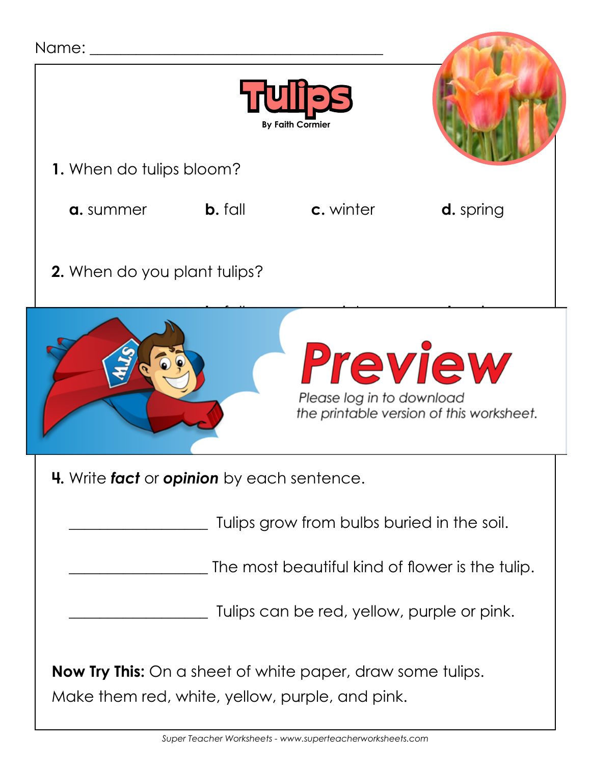Name: ______________________________________

# Tulips

By Faith Cormier

**1.** When do tulips bloom?

**a.** summer **b.** fall **c.** winter **d.** spring

**2.** When do you plant tulips?

# Preview

*Please log in to download the printable version of this worksheet.*

**4.** Write ***fact*** or ***opinion*** by each sentence.

__________________ Tulips grow from bulbs buried in the soil.

__________________ The most beautiful kind of flower is the tulip.

__________________ Tulips can be red, yellow, purple or pink.

**Now Try This:** On a sheet of white paper, draw some tulips. Make them red, white, yellow, purple, and pink.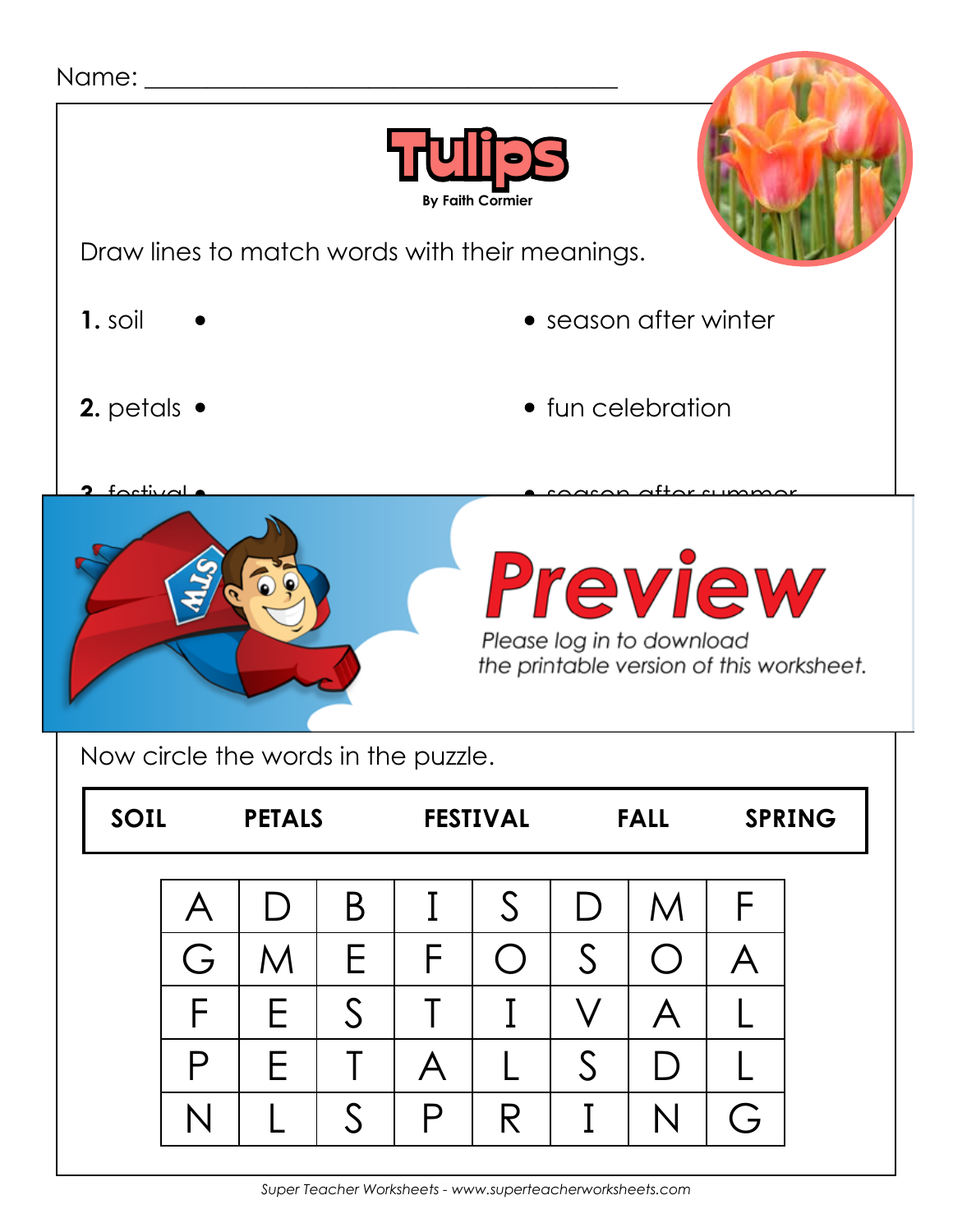Name: ___________________________________

# Tulips

By Faith Cormier

Draw lines to match words with their meanings.

**1.** soil •    • season after winter

**2.** petals •    • fun celebration

**3.** festival •    • season after summer

## Preview

*Please log in to download the printable version of this worksheet.*

Now circle the words in the puzzle.

| SOIL | PETALS | FESTIVAL | FALL | SPRING |
|---|---|---|---|---|

| | | | | | | | |
|---|---|---|---|---|---|---|---|
| A | D | B | I | S | D | M | F |
| G | M | E | F | O | S | O | A |
| F | E | S | T | I | V | A | L |
| P | E | T | A | L | S | D | L |
| N | L | S | P | R | I | N | G |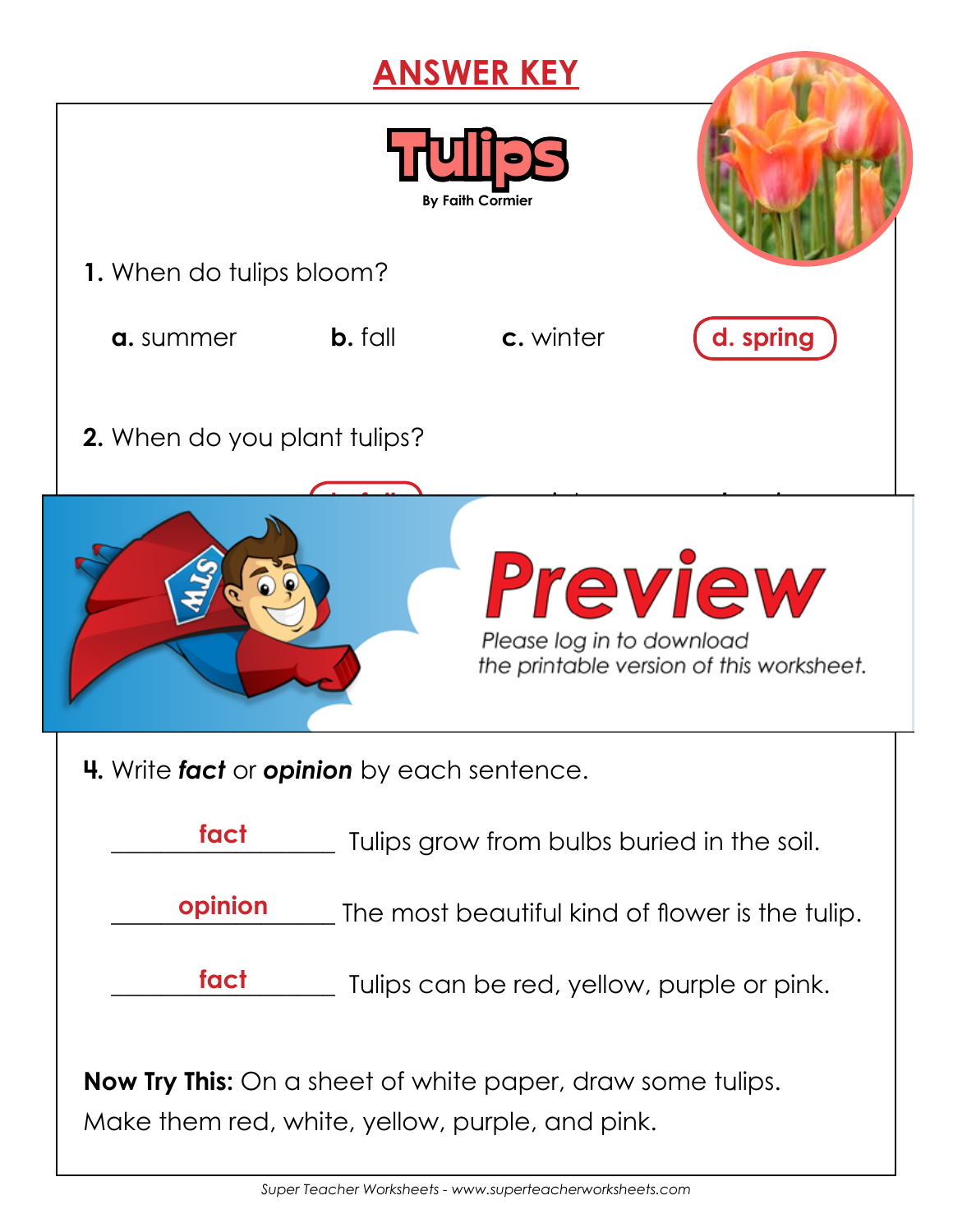# ANSWER KEY

## Tulips

By Faith Cormier

**1.** When do tulips bloom?

**a.** summer **b.** fall **c.** winter **d. spring**

**2.** When do you plant tulips?

Preview

Please log in to download the printable version of this worksheet.

**4.** Write ***fact*** or ***opinion*** by each sentence.

**fact** Tulips grow from bulbs buried in the soil.

**opinion** The most beautiful kind of flower is the tulip.

**fact** Tulips can be red, yellow, purple or pink.

**Now Try This:** On a sheet of white paper, draw some tulips. Make them red, white, yellow, purple, and pink.

*Super Teacher Worksheets - www.superteacherworksheets.com*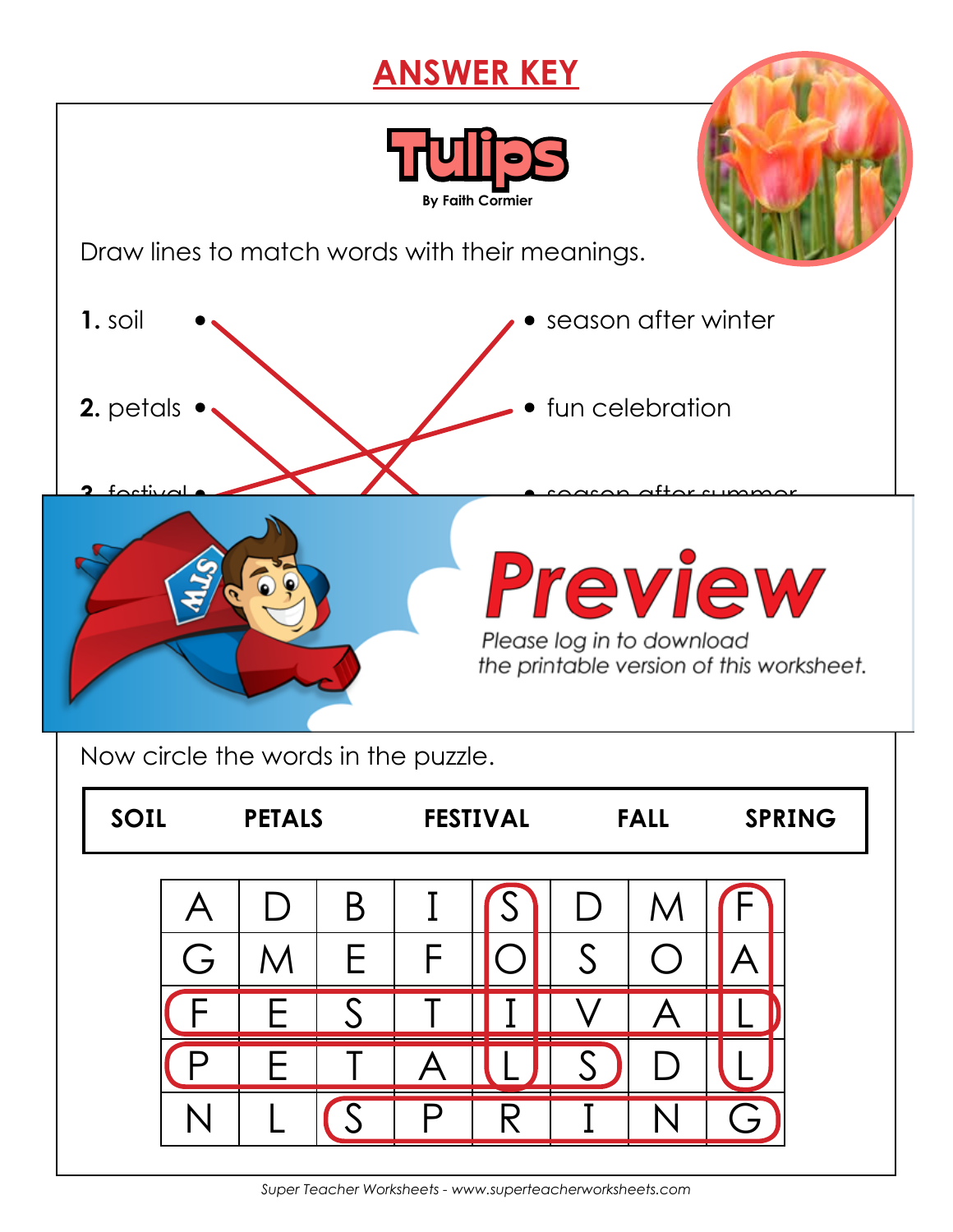# ANSWER KEY

## Tulips

By Faith Cormier

Draw lines to match words with their meanings.

1. soil • • season after winter

2. petals • • fun celebration

3. festival • • season after summer

**Preview**

*Please log in to download the printable version of this worksheet.*

Now circle the words in the puzzle.

| | | | | |
|---|---|---|---|---|
| **SOIL** | **PETALS** | **FESTIVAL** | **FALL** | **SPRING** |

| | | | | | | | |
|---|---|---|---|---|---|---|---|
| A | D | B | I | S | D | M | F |
| G | M | E | F | O | S | O | A |
| F | E | S | T | I | V | A | L |
| P | E | T | A | L | S | D | L |
| N | L | S | P | R | I | N | G |

*Super Teacher Worksheets - www.superteacherworksheets.com*